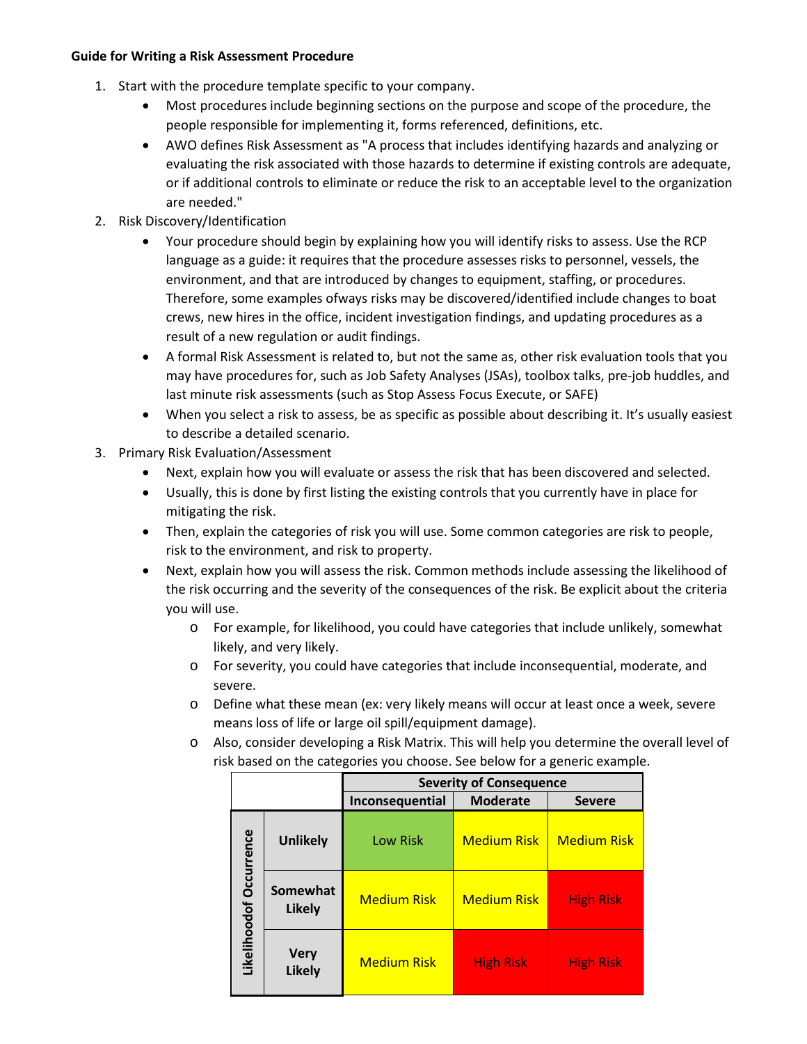**Guide for Writing a Risk Assessment Procedure**

1. Start with the procedure template specific to your company.
   - Most procedures include beginning sections on the purpose and scope of the procedure, the people responsible for implementing it, forms referenced, definitions, etc.
   - AWO defines Risk Assessment as "A process that includes identifying hazards and analyzing or evaluating the risk associated with those hazards to determine if existing controls are adequate, or if additional controls to eliminate or reduce the risk to an acceptable level to the organization are needed."
2. Risk Discovery/Identification
   - Your procedure should begin by explaining how you will identify risks to assess. Use the RCP language as a guide: it requires that the procedure assesses risks to personnel, vessels, the environment, and that are introduced by changes to equipment, staffing, or procedures. Therefore, some examples ofways risks may be discovered/identified include changes to boat crews, new hires in the office, incident investigation findings, and updating procedures as a result of a new regulation or audit findings.
   - A formal Risk Assessment is related to, but not the same as, other risk evaluation tools that you may have procedures for, such as Job Safety Analyses (JSAs), toolbox talks, pre-job huddles, and last minute risk assessments (such as Stop Assess Focus Execute, or SAFE)
   - When you select a risk to assess, be as specific as possible about describing it. It's usually easiest to describe a detailed scenario.
3. Primary Risk Evaluation/Assessment
   - Next, explain how you will evaluate or assess the risk that has been discovered and selected.
   - Usually, this is done by first listing the existing controls that you currently have in place for mitigating the risk.
   - Then, explain the categories of risk you will use. Some common categories are risk to people, risk to the environment, and risk to property.
   - Next, explain how you will assess the risk. Common methods include assessing the likelihood of the risk occurring and the severity of the consequences of the risk. Be explicit about the criteria you will use.
     - For example, for likelihood, you could have categories that include unlikely, somewhat likely, and very likely.
     - For severity, you could have categories that include inconsequential, moderate, and severe.
     - Define what these mean (ex: very likely means will occur at least once a week, severe means loss of life or large oil spill/equipment damage).
     - Also, consider developing a Risk Matrix. This will help you determine the overall level of risk based on the categories you choose. See below for a generic example.

| | | Severity of Consequence | | |
|---|---|---|---|---|
| | | Inconsequential | Moderate | Severe |
| Likelihoodof Occurrence | Unlikely | Low Risk | Medium Risk | Medium Risk |
| | Somewhat Likely | Medium Risk | Medium Risk | High Risk |
| | Very Likely | Medium Risk | High Risk | High Risk |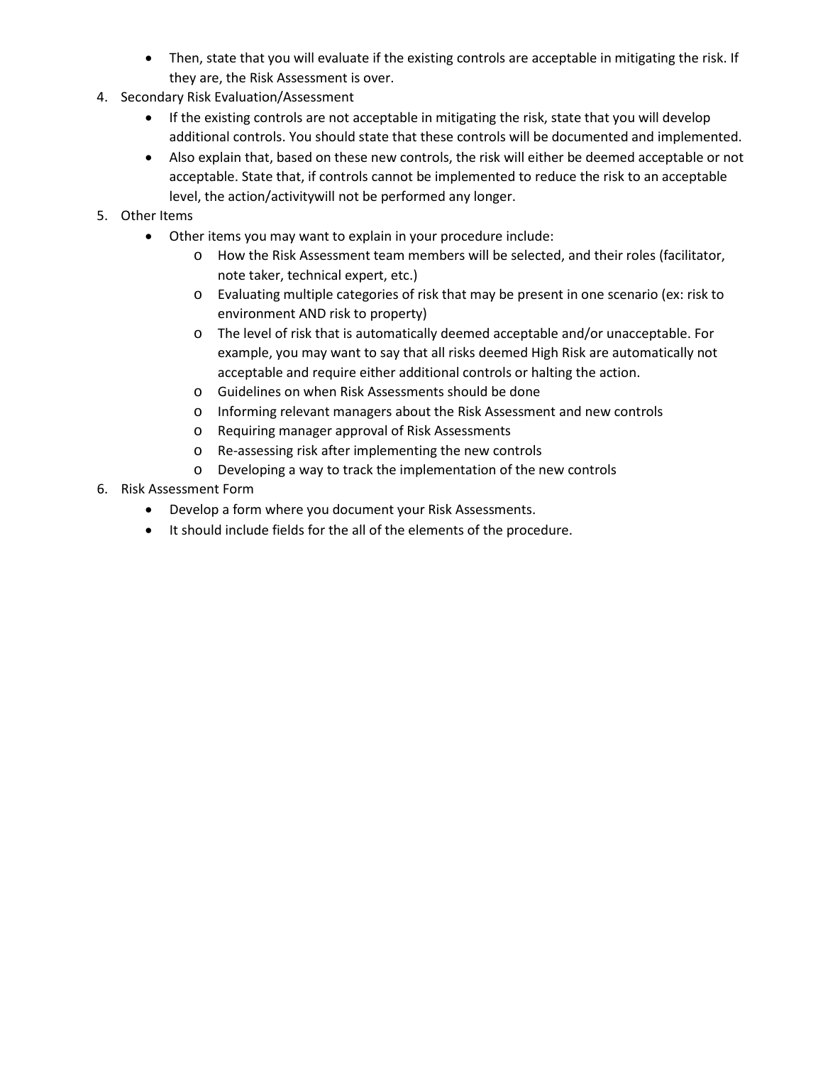- Then, state that you will evaluate if the existing controls are acceptable in mitigating the risk. If they are, the Risk Assessment is over.

4. Secondary Risk Evaluation/Assessment
    - If the existing controls are not acceptable in mitigating the risk, state that you will develop additional controls. You should state that these controls will be documented and implemented.
    - Also explain that, based on these new controls, the risk will either be deemed acceptable or not acceptable. State that, if controls cannot be implemented to reduce the risk to an acceptable level, the action/activitywill not be performed any longer.
5. Other Items
    - Other items you may want to explain in your procedure include:
        - How the Risk Assessment team members will be selected, and their roles (facilitator, note taker, technical expert, etc.)
        - Evaluating multiple categories of risk that may be present in one scenario (ex: risk to environment AND risk to property)
        - The level of risk that is automatically deemed acceptable and/or unacceptable. For example, you may want to say that all risks deemed High Risk are automatically not acceptable and require either additional controls or halting the action.
        - Guidelines on when Risk Assessments should be done
        - Informing relevant managers about the Risk Assessment and new controls
        - Requiring manager approval of Risk Assessments
        - Re-assessing risk after implementing the new controls
        - Developing a way to track the implementation of the new controls
6. Risk Assessment Form
    - Develop a form where you document your Risk Assessments.
    - It should include fields for the all of the elements of the procedure.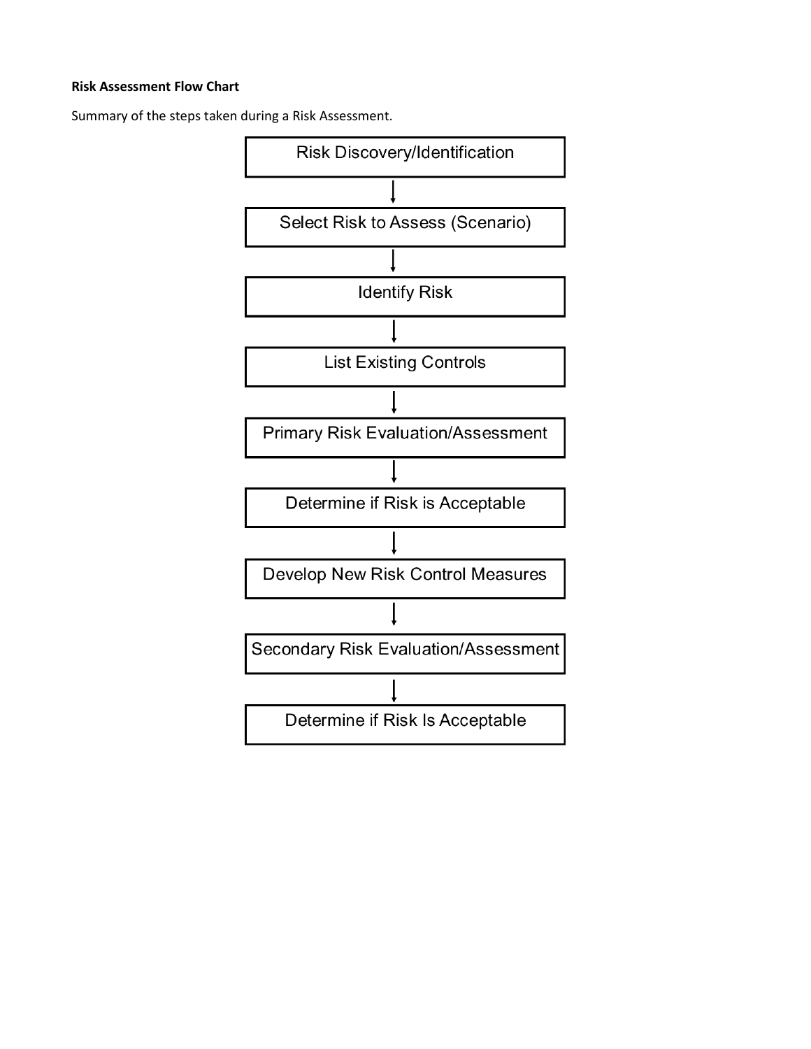**Risk Assessment Flow Chart**

Summary of the steps taken during a Risk Assessment.

Risk Discovery/Identification

↓

Select Risk to Assess (Scenario)

↓

Identify Risk

↓

List Existing Controls

↓

Primary Risk Evaluation/Assessment

↓

Determine if Risk is Acceptable

↓

Develop New Risk Control Measures

↓

Secondary Risk Evaluation/Assessment

↓

Determine if Risk Is Acceptable